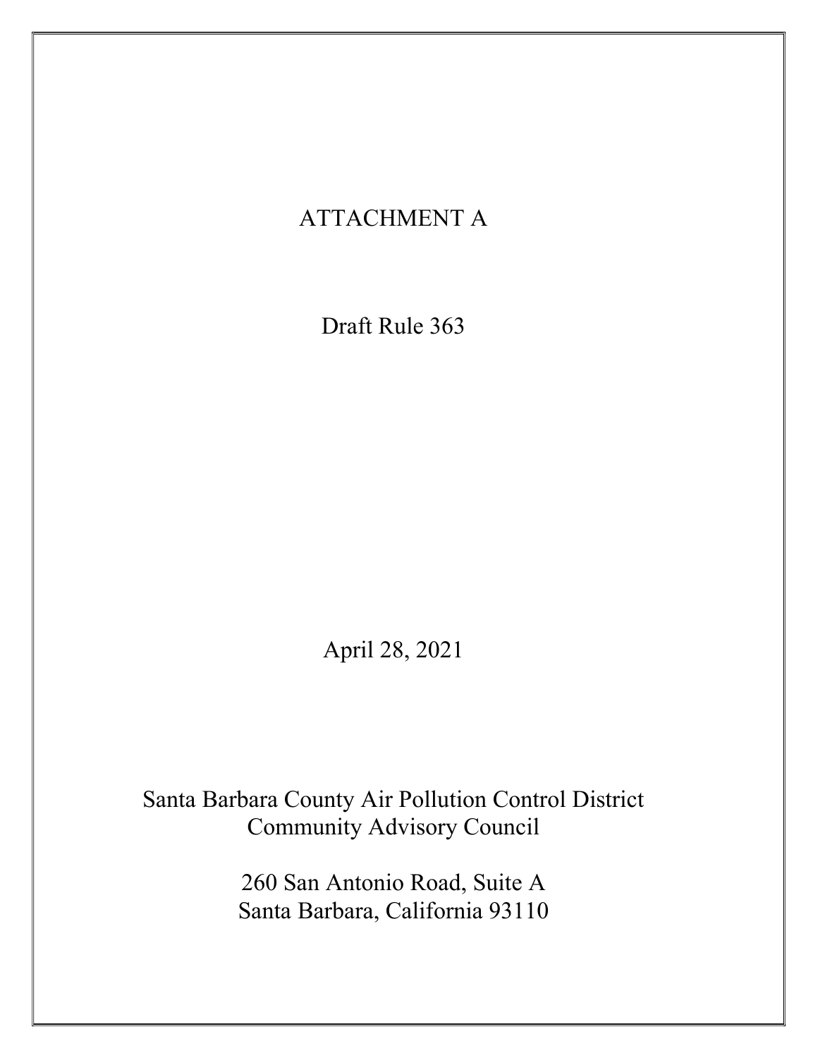# ATTACHMENT A

## Draft Rule 363

April 28, 2021

Santa Barbara County Air Pollution Control District
Community Advisory Council

260 San Antonio Road, Suite A
Santa Barbara, California 93110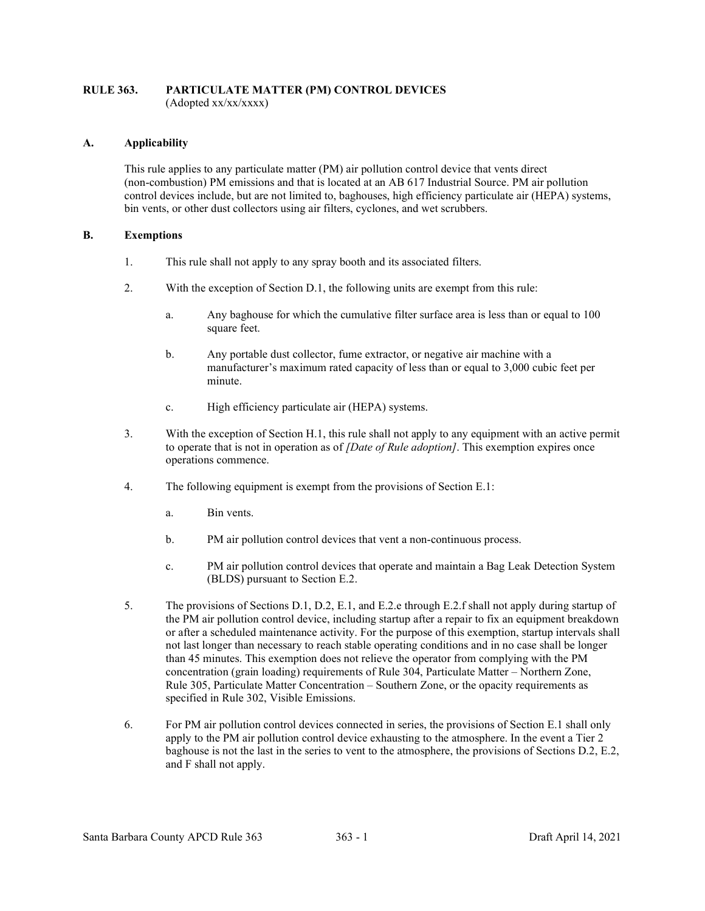**RULE 363. PARTICULATE MATTER (PM) CONTROL DEVICES**
(Adopted xx/xx/xxxx)

## A. Applicability

This rule applies to any particulate matter (PM) air pollution control device that vents direct (non-combustion) PM emissions and that is located at an AB 617 Industrial Source. PM air pollution control devices include, but are not limited to, baghouses, high efficiency particulate air (HEPA) systems, bin vents, or other dust collectors using air filters, cyclones, and wet scrubbers.

## B. Exemptions

1. This rule shall not apply to any spray booth and its associated filters.

2. With the exception of Section D.1, the following units are exempt from this rule:

   a. Any baghouse for which the cumulative filter surface area is less than or equal to 100 square feet.

   b. Any portable dust collector, fume extractor, or negative air machine with a manufacturer's maximum rated capacity of less than or equal to 3,000 cubic feet per minute.

   c. High efficiency particulate air (HEPA) systems.

3. With the exception of Section H.1, this rule shall not apply to any equipment with an active permit to operate that is not in operation as of *[Date of Rule adoption]*. This exemption expires once operations commence.

4. The following equipment is exempt from the provisions of Section E.1:

   a. Bin vents.

   b. PM air pollution control devices that vent a non-continuous process.

   c. PM air pollution control devices that operate and maintain a Bag Leak Detection System (BLDS) pursuant to Section E.2.

5. The provisions of Sections D.1, D.2, E.1, and E.2.e through E.2.f shall not apply during startup of the PM air pollution control device, including startup after a repair to fix an equipment breakdown or after a scheduled maintenance activity. For the purpose of this exemption, startup intervals shall not last longer than necessary to reach stable operating conditions and in no case shall be longer than 45 minutes. This exemption does not relieve the operator from complying with the PM concentration (grain loading) requirements of Rule 304, Particulate Matter – Northern Zone, Rule 305, Particulate Matter Concentration – Southern Zone, or the opacity requirements as specified in Rule 302, Visible Emissions.

6. For PM air pollution control devices connected in series, the provisions of Section E.1 shall only apply to the PM air pollution control device exhausting to the atmosphere. In the event a Tier 2 baghouse is not the last in the series to vent to the atmosphere, the provisions of Sections D.2, E.2, and F shall not apply.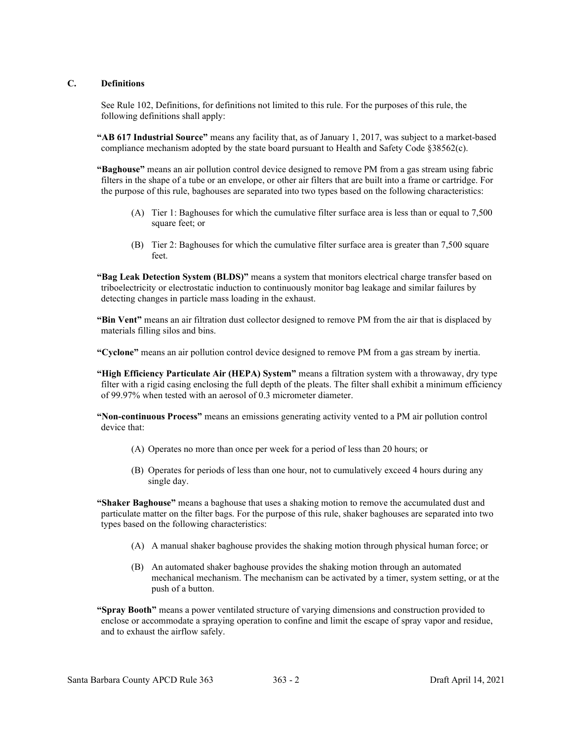## C. Definitions

See Rule 102, Definitions, for definitions not limited to this rule. For the purposes of this rule, the following definitions shall apply:

**"AB 617 Industrial Source"** means any facility that, as of January 1, 2017, was subject to a market-based compliance mechanism adopted by the state board pursuant to Health and Safety Code §38562(c).

**"Baghouse"** means an air pollution control device designed to remove PM from a gas stream using fabric filters in the shape of a tube or an envelope, or other air filters that are built into a frame or cartridge. For the purpose of this rule, baghouses are separated into two types based on the following characteristics:

(A) Tier 1: Baghouses for which the cumulative filter surface area is less than or equal to 7,500 square feet; or

(B) Tier 2: Baghouses for which the cumulative filter surface area is greater than 7,500 square feet.

**"Bag Leak Detection System (BLDS)"** means a system that monitors electrical charge transfer based on triboelectricity or electrostatic induction to continuously monitor bag leakage and similar failures by detecting changes in particle mass loading in the exhaust.

**"Bin Vent"** means an air filtration dust collector designed to remove PM from the air that is displaced by materials filling silos and bins.

**"Cyclone"** means an air pollution control device designed to remove PM from a gas stream by inertia.

**"High Efficiency Particulate Air (HEPA) System"** means a filtration system with a throwaway, dry type filter with a rigid casing enclosing the full depth of the pleats. The filter shall exhibit a minimum efficiency of 99.97% when tested with an aerosol of 0.3 micrometer diameter.

**"Non-continuous Process"** means an emissions generating activity vented to a PM air pollution control device that:

(A) Operates no more than once per week for a period of less than 20 hours; or

(B) Operates for periods of less than one hour, not to cumulatively exceed 4 hours during any single day.

**"Shaker Baghouse"** means a baghouse that uses a shaking motion to remove the accumulated dust and particulate matter on the filter bags. For the purpose of this rule, shaker baghouses are separated into two types based on the following characteristics:

(A) A manual shaker baghouse provides the shaking motion through physical human force; or

(B) An automated shaker baghouse provides the shaking motion through an automated mechanical mechanism. The mechanism can be activated by a timer, system setting, or at the push of a button.

**"Spray Booth"** means a power ventilated structure of varying dimensions and construction provided to enclose or accommodate a spraying operation to confine and limit the escape of spray vapor and residue, and to exhaust the airflow safely.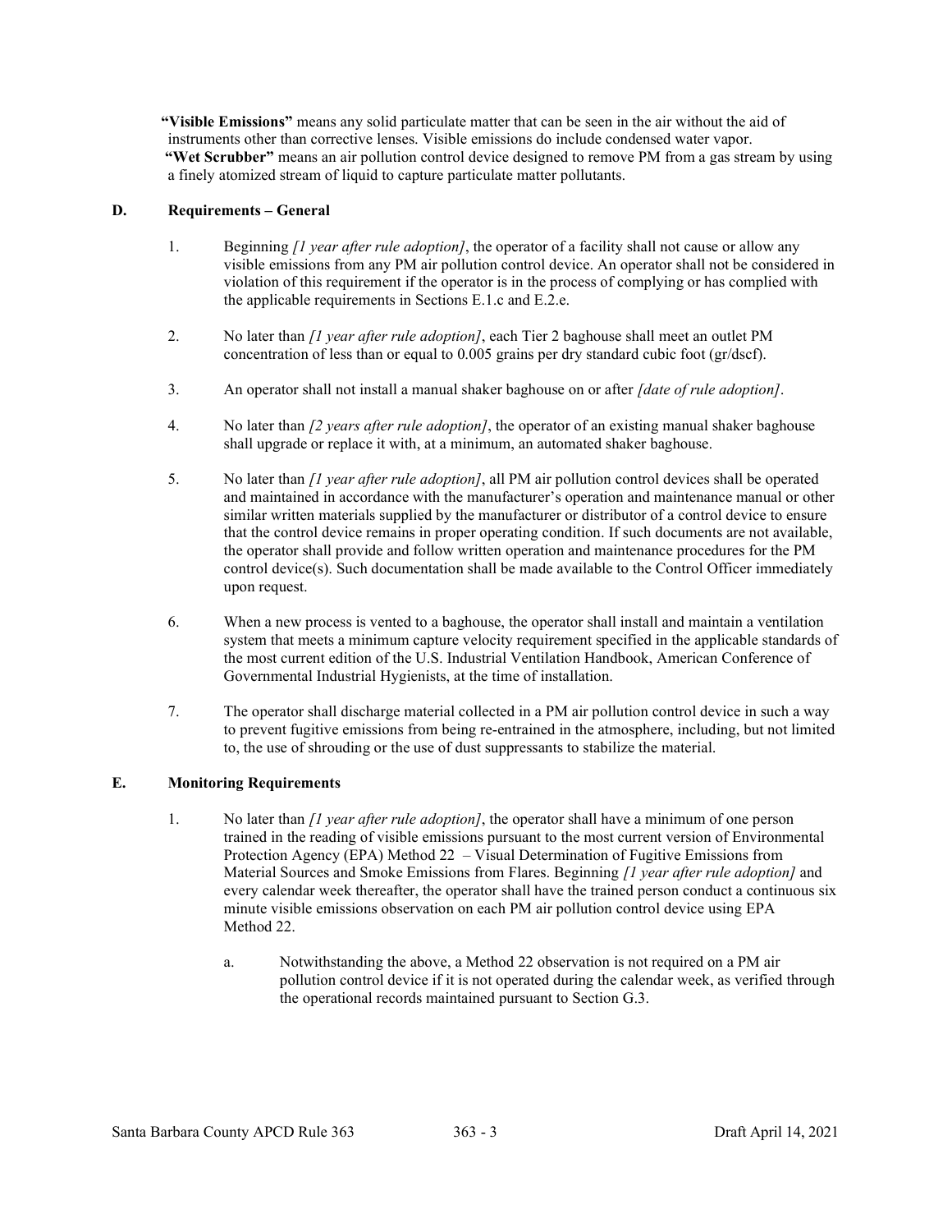**"Visible Emissions"** means any solid particulate matter that can be seen in the air without the aid of instruments other than corrective lenses. Visible emissions do include condensed water vapor.

**"Wet Scrubber"** means an air pollution control device designed to remove PM from a gas stream by using a finely atomized stream of liquid to capture particulate matter pollutants.

## D. Requirements – General

1. Beginning *[1 year after rule adoption]*, the operator of a facility shall not cause or allow any visible emissions from any PM air pollution control device. An operator shall not be considered in violation of this requirement if the operator is in the process of complying or has complied with the applicable requirements in Sections E.1.c and E.2.e.

2. No later than *[1 year after rule adoption]*, each Tier 2 baghouse shall meet an outlet PM concentration of less than or equal to 0.005 grains per dry standard cubic foot (gr/dscf).

3. An operator shall not install a manual shaker baghouse on or after *[date of rule adoption]*.

4. No later than *[2 years after rule adoption]*, the operator of an existing manual shaker baghouse shall upgrade or replace it with, at a minimum, an automated shaker baghouse.

5. No later than *[1 year after rule adoption]*, all PM air pollution control devices shall be operated and maintained in accordance with the manufacturer's operation and maintenance manual or other similar written materials supplied by the manufacturer or distributor of a control device to ensure that the control device remains in proper operating condition. If such documents are not available, the operator shall provide and follow written operation and maintenance procedures for the PM control device(s). Such documentation shall be made available to the Control Officer immediately upon request.

6. When a new process is vented to a baghouse, the operator shall install and maintain a ventilation system that meets a minimum capture velocity requirement specified in the applicable standards of the most current edition of the U.S. Industrial Ventilation Handbook, American Conference of Governmental Industrial Hygienists, at the time of installation.

7. The operator shall discharge material collected in a PM air pollution control device in such a way to prevent fugitive emissions from being re-entrained in the atmosphere, including, but not limited to, the use of shrouding or the use of dust suppressants to stabilize the material.

## E. Monitoring Requirements

1. No later than *[1 year after rule adoption]*, the operator shall have a minimum of one person trained in the reading of visible emissions pursuant to the most current version of Environmental Protection Agency (EPA) Method 22 – Visual Determination of Fugitive Emissions from Material Sources and Smoke Emissions from Flares. Beginning *[1 year after rule adoption]* and every calendar week thereafter, the operator shall have the trained person conduct a continuous six minute visible emissions observation on each PM air pollution control device using EPA Method 22.

   a. Notwithstanding the above, a Method 22 observation is not required on a PM air pollution control device if it is not operated during the calendar week, as verified through the operational records maintained pursuant to Section G.3.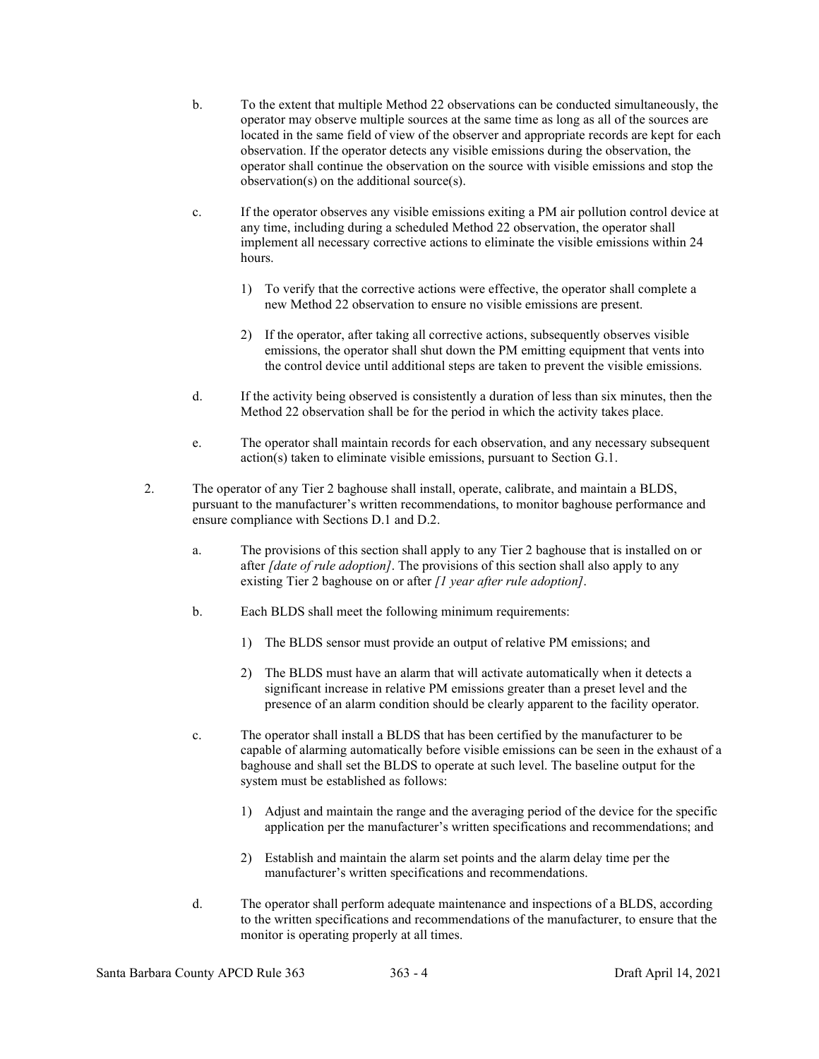b. To the extent that multiple Method 22 observations can be conducted simultaneously, the operator may observe multiple sources at the same time as long as all of the sources are located in the same field of view of the observer and appropriate records are kept for each observation. If the operator detects any visible emissions during the observation, the operator shall continue the observation on the source with visible emissions and stop the observation(s) on the additional source(s).

c. If the operator observes any visible emissions exiting a PM air pollution control device at any time, including during a scheduled Method 22 observation, the operator shall implement all necessary corrective actions to eliminate the visible emissions within 24 hours.

   1) To verify that the corrective actions were effective, the operator shall complete a new Method 22 observation to ensure no visible emissions are present.

   2) If the operator, after taking all corrective actions, subsequently observes visible emissions, the operator shall shut down the PM emitting equipment that vents into the control device until additional steps are taken to prevent the visible emissions.

d. If the activity being observed is consistently a duration of less than six minutes, then the Method 22 observation shall be for the period in which the activity takes place.

e. The operator shall maintain records for each observation, and any necessary subsequent action(s) taken to eliminate visible emissions, pursuant to Section G.1.

2. The operator of any Tier 2 baghouse shall install, operate, calibrate, and maintain a BLDS, pursuant to the manufacturer's written recommendations, to monitor baghouse performance and ensure compliance with Sections D.1 and D.2.

   a. The provisions of this section shall apply to any Tier 2 baghouse that is installed on or after *[date of rule adoption]*. The provisions of this section shall also apply to any existing Tier 2 baghouse on or after *[1 year after rule adoption]*.

   b. Each BLDS shall meet the following minimum requirements:

      1) The BLDS sensor must provide an output of relative PM emissions; and

      2) The BLDS must have an alarm that will activate automatically when it detects a significant increase in relative PM emissions greater than a preset level and the presence of an alarm condition should be clearly apparent to the facility operator.

   c. The operator shall install a BLDS that has been certified by the manufacturer to be capable of alarming automatically before visible emissions can be seen in the exhaust of a baghouse and shall set the BLDS to operate at such level. The baseline output for the system must be established as follows:

      1) Adjust and maintain the range and the averaging period of the device for the specific application per the manufacturer's written specifications and recommendations; and

      2) Establish and maintain the alarm set points and the alarm delay time per the manufacturer's written specifications and recommendations.

   d. The operator shall perform adequate maintenance and inspections of a BLDS, according to the written specifications and recommendations of the manufacturer, to ensure that the monitor is operating properly at all times.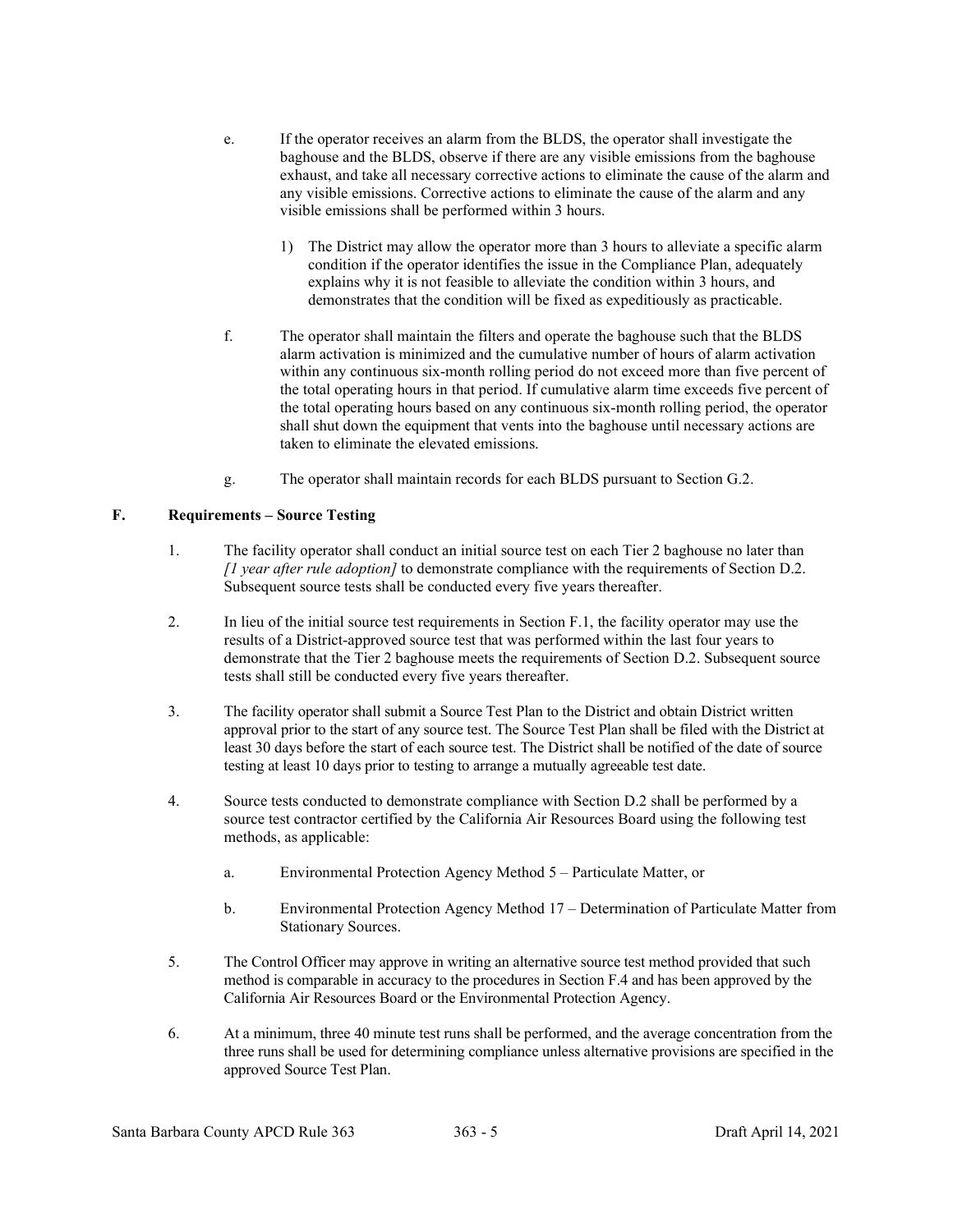e. If the operator receives an alarm from the BLDS, the operator shall investigate the baghouse and the BLDS, observe if there are any visible emissions from the baghouse exhaust, and take all necessary corrective actions to eliminate the cause of the alarm and any visible emissions. Corrective actions to eliminate the cause of the alarm and any visible emissions shall be performed within 3 hours.

   1) The District may allow the operator more than 3 hours to alleviate a specific alarm condition if the operator identifies the issue in the Compliance Plan, adequately explains why it is not feasible to alleviate the condition within 3 hours, and demonstrates that the condition will be fixed as expeditiously as practicable.

f. The operator shall maintain the filters and operate the baghouse such that the BLDS alarm activation is minimized and the cumulative number of hours of alarm activation within any continuous six-month rolling period do not exceed more than five percent of the total operating hours in that period. If cumulative alarm time exceeds five percent of the total operating hours based on any continuous six-month rolling period, the operator shall shut down the equipment that vents into the baghouse until necessary actions are taken to eliminate the elevated emissions.

g. The operator shall maintain records for each BLDS pursuant to Section G.2.

## F. Requirements – Source Testing

1. The facility operator shall conduct an initial source test on each Tier 2 baghouse no later than *[1 year after rule adoption]* to demonstrate compliance with the requirements of Section D.2. Subsequent source tests shall be conducted every five years thereafter.

2. In lieu of the initial source test requirements in Section F.1, the facility operator may use the results of a District-approved source test that was performed within the last four years to demonstrate that the Tier 2 baghouse meets the requirements of Section D.2. Subsequent source tests shall still be conducted every five years thereafter.

3. The facility operator shall submit a Source Test Plan to the District and obtain District written approval prior to the start of any source test. The Source Test Plan shall be filed with the District at least 30 days before the start of each source test. The District shall be notified of the date of source testing at least 10 days prior to testing to arrange a mutually agreeable test date.

4. Source tests conducted to demonstrate compliance with Section D.2 shall be performed by a source test contractor certified by the California Air Resources Board using the following test methods, as applicable:

   a. Environmental Protection Agency Method 5 – Particulate Matter, or

   b. Environmental Protection Agency Method 17 – Determination of Particulate Matter from Stationary Sources.

5. The Control Officer may approve in writing an alternative source test method provided that such method is comparable in accuracy to the procedures in Section F.4 and has been approved by the California Air Resources Board or the Environmental Protection Agency.

6. At a minimum, three 40 minute test runs shall be performed, and the average concentration from the three runs shall be used for determining compliance unless alternative provisions are specified in the approved Source Test Plan.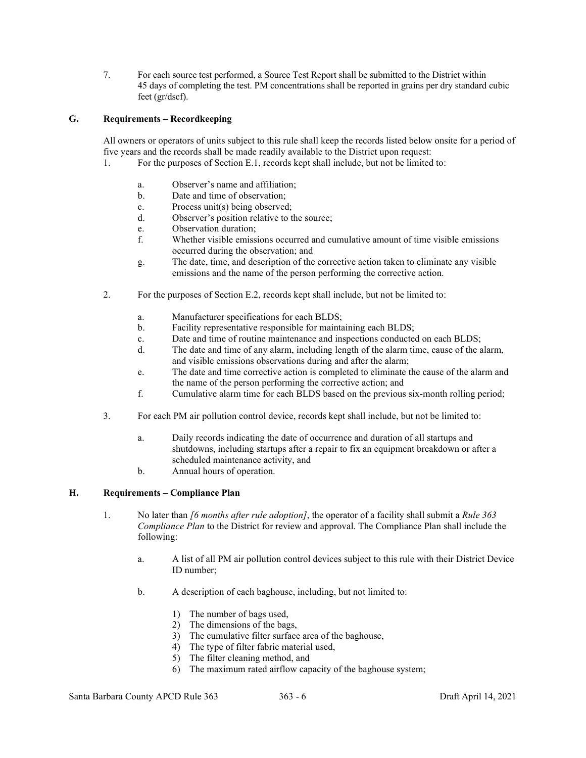7. For each source test performed, a Source Test Report shall be submitted to the District within 45 days of completing the test. PM concentrations shall be reported in grains per dry standard cubic feet (gr/dscf).

## G. Requirements – Recordkeeping

All owners or operators of units subject to this rule shall keep the records listed below onsite for a period of five years and the records shall be made readily available to the District upon request:

1. For the purposes of Section E.1, records kept shall include, but not be limited to:

    a. Observer's name and affiliation;

    b. Date and time of observation;

    c. Process unit(s) being observed;

    d. Observer's position relative to the source;

    e. Observation duration;

    f. Whether visible emissions occurred and cumulative amount of time visible emissions occurred during the observation; and

    g. The date, time, and description of the corrective action taken to eliminate any visible emissions and the name of the person performing the corrective action.

2. For the purposes of Section E.2, records kept shall include, but not be limited to:

    a. Manufacturer specifications for each BLDS;

    b. Facility representative responsible for maintaining each BLDS;

    c. Date and time of routine maintenance and inspections conducted on each BLDS;

    d. The date and time of any alarm, including length of the alarm time, cause of the alarm, and visible emissions observations during and after the alarm;

    e. The date and time corrective action is completed to eliminate the cause of the alarm and the name of the person performing the corrective action; and

    f. Cumulative alarm time for each BLDS based on the previous six-month rolling period;

3. For each PM air pollution control device, records kept shall include, but not be limited to:

    a. Daily records indicating the date of occurrence and duration of all startups and shutdowns, including startups after a repair to fix an equipment breakdown or after a scheduled maintenance activity, and

    b. Annual hours of operation.

## H. Requirements – Compliance Plan

1. No later than *[6 months after rule adoption]*, the operator of a facility shall submit a *Rule 363 Compliance Plan* to the District for review and approval. The Compliance Plan shall include the following:

    a. A list of all PM air pollution control devices subject to this rule with their District Device ID number;

    b. A description of each baghouse, including, but not limited to:

        1) The number of bags used,
        2) The dimensions of the bags,
        3) The cumulative filter surface area of the baghouse,
        4) The type of filter fabric material used,
        5) The filter cleaning method, and
        6) The maximum rated airflow capacity of the baghouse system;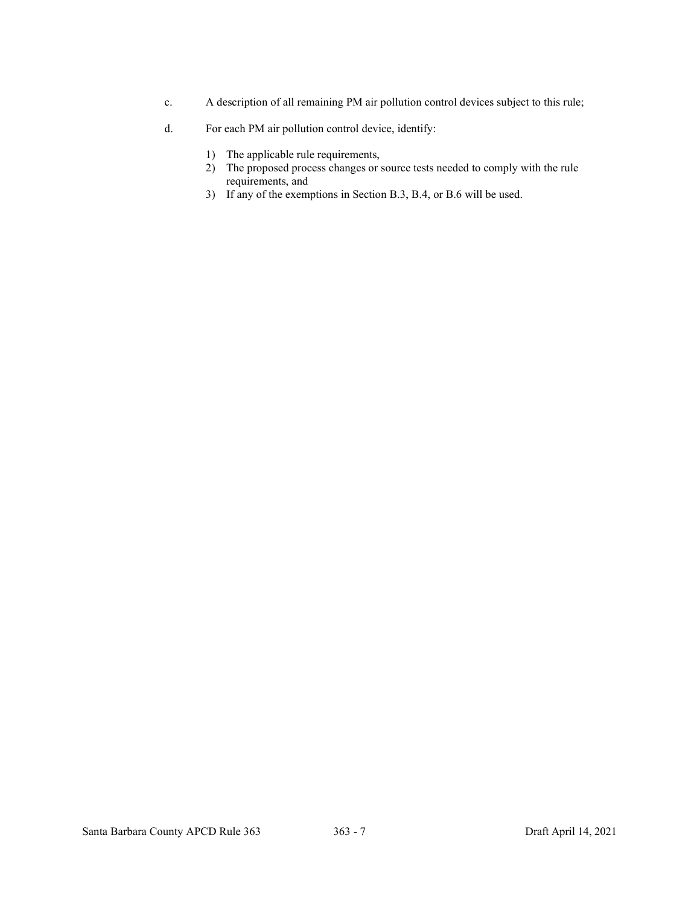c. A description of all remaining PM air pollution control devices subject to this rule;

d. For each PM air pollution control device, identify:

   1) The applicable rule requirements,
   2) The proposed process changes or source tests needed to comply with the rule requirements, and
   3) If any of the exemptions in Section B.3, B.4, or B.6 will be used.